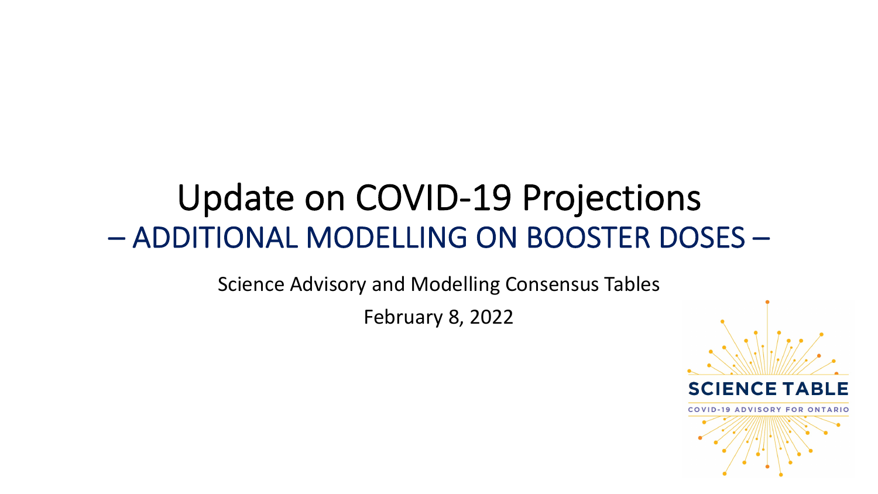# Update on COVID-19 Projections

## – ADDITIONAL MODELLING ON BOOSTER DOSES –

Science Advisory and Modelling Consensus Tables

February 8, 2022

SCIENCE TABLE

COVID-19 ADVISORY FOR ONTARIO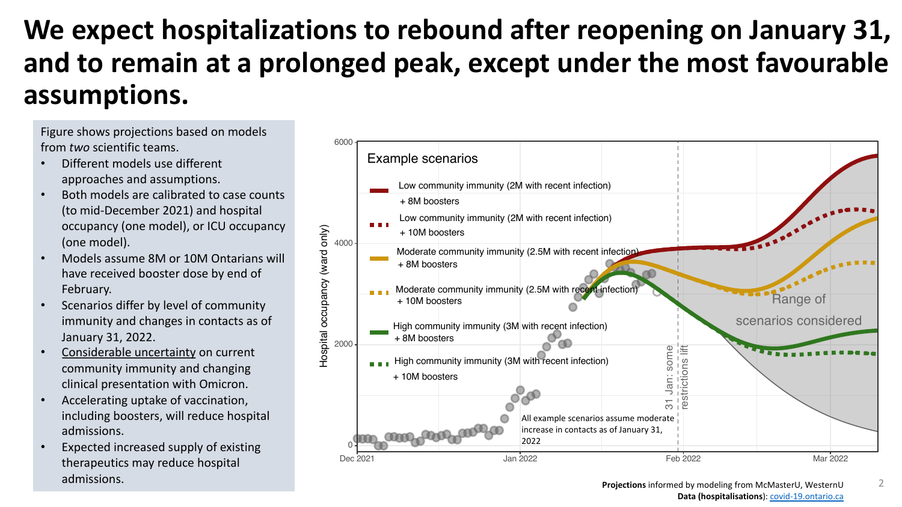# We expect hospitalizations to rebound after reopening on January 31, and to remain at a prolonged peak, except under the most favourable assumptions.

Figure shows projections based on models from *two* scientific teams.

- Different models use different approaches and assumptions.
- Both models are calibrated to case counts (to mid-December 2021) and hospital occupancy (one model), or ICU occupancy (one model).
- Models assume 8M or 10M Ontarians will have received booster dose by end of February.
- Scenarios differ by level of community immunity and changes in contacts as of January 31, 2022.
- Considerable uncertainty on current community immunity and changing clinical presentation with Omicron.
- Accelerating uptake of vaccination, including boosters, will reduce hospital admissions.
- Expected increased supply of existing therapeutics may reduce hospital admissions.

Example scenarios

- Low community immunity (2M with recent infection) + 8M boosters
- Low community immunity (2M with recent infection) + 10M boosters
- Moderate community immunity (2.5M with recent infection) + 8M boosters
- Moderate community immunity (2.5M with recent infection) + 10M boosters
- High community immunity (3M with recent infection) + 8M boosters
- High community immunity (3M with recent infection) + 10M boosters

All example scenarios assume moderate increase in contacts as of January 31, 2022

31 Jan: some restrictions lift

Range of scenarios considered

Hospital occupancy (ward only)

**Projections** informed by modeling from McMasterU, WesternU
**Data (hospitalisations)**: covid-19.ontario.ca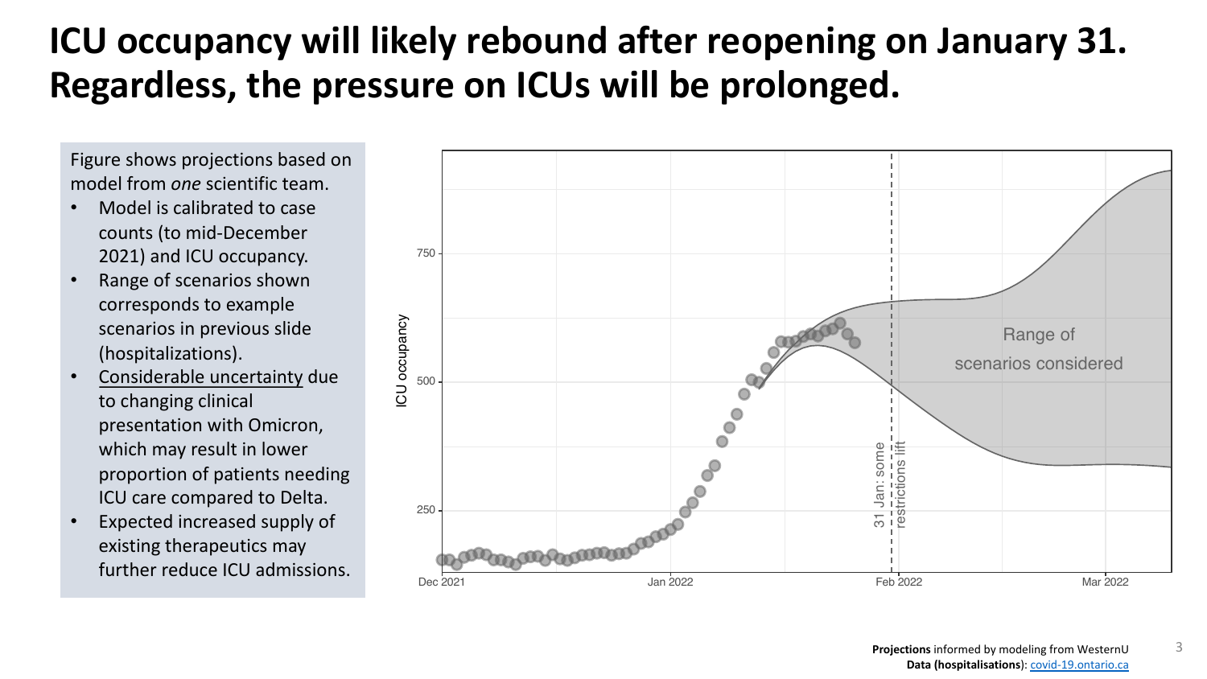# ICU occupancy will likely rebound after reopening on January 31. Regardless, the pressure on ICUs will be prolonged.

Figure shows projections based on model from *one* scientific team.

- Model is calibrated to case counts (to mid-December 2021) and ICU occupancy.
- Range of scenarios shown corresponds to example scenarios in previous slide (hospitalizations).
- Considerable uncertainty due to changing clinical presentation with Omicron, which may result in lower proportion of patients needing ICU care compared to Delta.
- Expected increased supply of existing therapeutics may further reduce ICU admissions.

**Projections** informed by modeling from WesternU
**Data (hospitalisations)**: covid-19.ontario.ca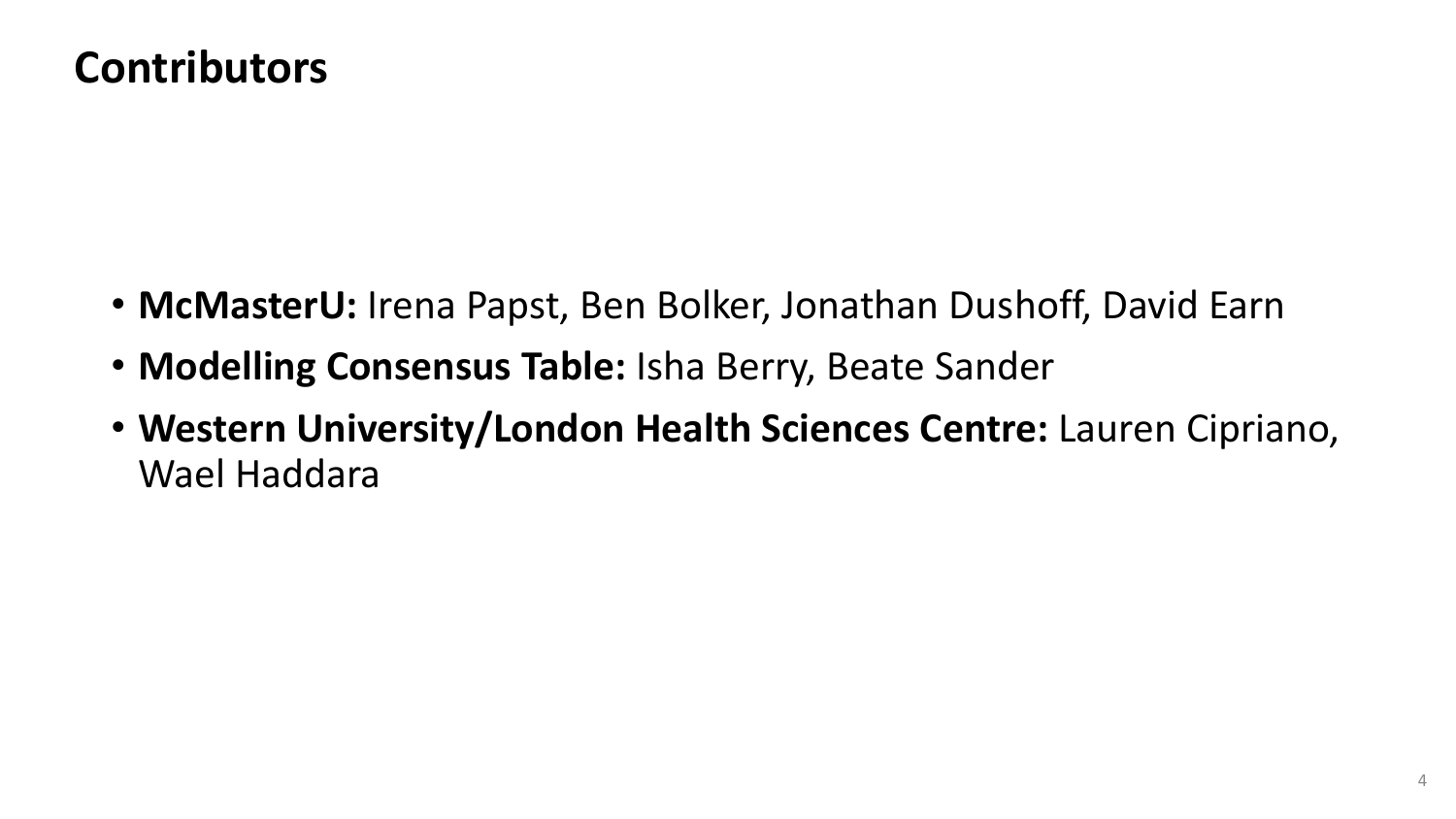# Contributors

- **McMasterU:** Irena Papst, Ben Bolker, Jonathan Dushoff, David Earn
- **Modelling Consensus Table:** Isha Berry, Beate Sander
- **Western University/London Health Sciences Centre:** Lauren Cipriano, Wael Haddara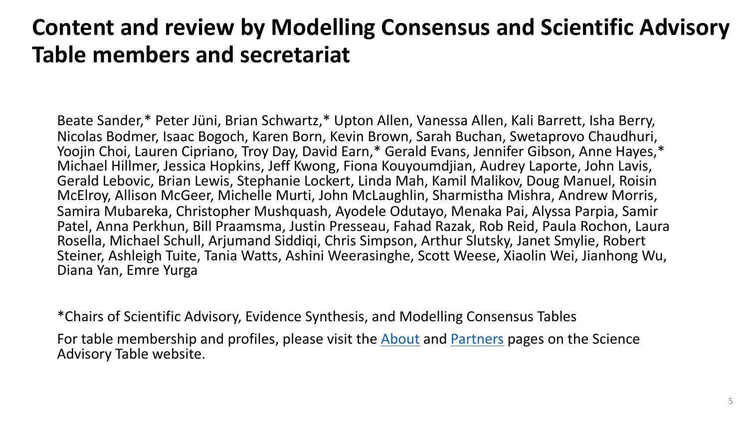# Content and review by Modelling Consensus and Scientific Advisory Table members and secretariat

Beate Sander,* Peter Jüni, Brian Schwartz,* Upton Allen, Vanessa Allen, Kali Barrett, Isha Berry, Nicolas Bodmer, Isaac Bogoch, Karen Born, Kevin Brown, Sarah Buchan, Swetaprovo Chaudhuri, Yoojin Choi, Lauren Cipriano, Troy Day, David Earn,* Gerald Evans, Jennifer Gibson, Anne Hayes,* Michael Hillmer, Jessica Hopkins, Jeff Kwong, Fiona Kouyoumdjian, Audrey Laporte, John Lavis, Gerald Lebovic, Brian Lewis, Stephanie Lockert, Linda Mah, Kamil Malikov, Doug Manuel, Roisin McElroy, Allison McGeer, Michelle Murti, John McLaughlin, Sharmistha Mishra, Andrew Morris, Samira Mubareka, Christopher Mushquash, Ayodele Odutayo, Menaka Pai, Alyssa Parpia, Samir Patel, Anna Perkhun, Bill Praamsma, Justin Presseau, Fahad Razak, Rob Reid, Paula Rochon, Laura Rosella, Michael Schull, Arjumand Siddiqi, Chris Simpson, Arthur Slutsky, Janet Smylie, Robert Steiner, Ashleigh Tuite, Tania Watts, Ashini Weerasinghe, Scott Weese, Xiaolin Wei, Jianhong Wu, Diana Yan, Emre Yurga

*Chairs of Scientific Advisory, Evidence Synthesis, and Modelling Consensus Tables

For table membership and profiles, please visit the About and Partners pages on the Science Advisory Table website.